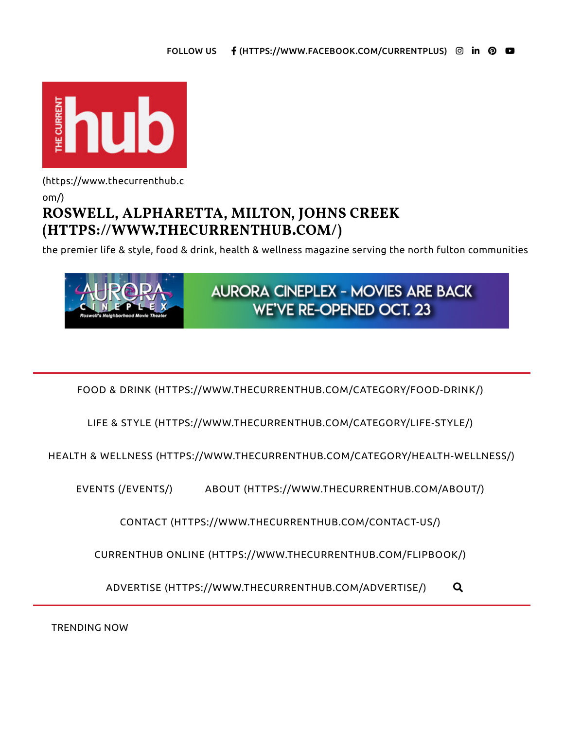FOLLOW US (HTTPS://WWW.FACEBOOK.COM/CURRENTPLUS)

(https://www.thecurrenthub.com/)

# ROSWELL, ALPHARETTA, MILTON, JOHNS CREEK (HTTPS://WWW.THECURRENTHUB.COM/)

the premier life & style, food & drink, health & wellness magazine serving the north fulton communities

AURORA CINEPLEX - MOVIES ARE BACK WE'VE RE-OPENED OCT. 23

- FOOD & DRINK (HTTPS://WWW.THECURRENTHUB.COM/CATEGORY/FOOD-DRINK/)
- LIFE & STYLE (HTTPS://WWW.THECURRENTHUB.COM/CATEGORY/LIFE-STYLE/)
- HEALTH & WELLNESS (HTTPS://WWW.THECURRENTHUB.COM/CATEGORY/HEALTH-WELLNESS/)
- EVENTS (/EVENTS/)
- ABOUT (HTTPS://WWW.THECURRENTHUB.COM/ABOUT/)
- CONTACT (HTTPS://WWW.THECURRENTHUB.COM/CONTACT-US/)
- CURRENTHUB ONLINE (HTTPS://WWW.THECURRENTHUB.COM/FLIPBOOK/)
- ADVERTISE (HTTPS://WWW.THECURRENTHUB.COM/ADVERTISE/)

TRENDING NOW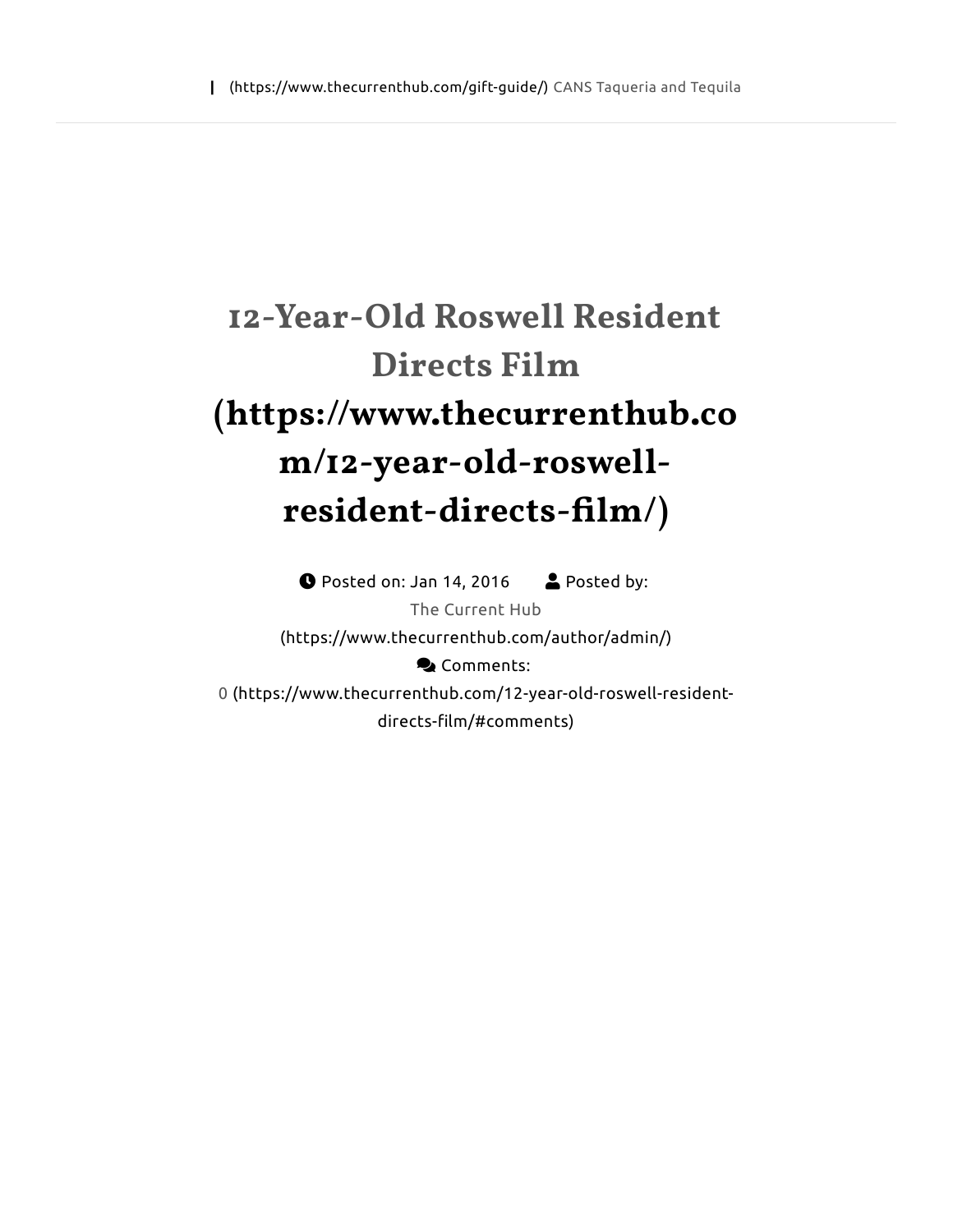| (https://www.thecurrenthub.com/gift-guide/) CANS Taqueria and Tequila

# 12-Year-Old Roswell Resident Directs Film (https://www.thecurrenthub.com/12-year-old-roswell-resident-directs-film/)

Posted on: Jan 14, 2016 Posted by: The Current Hub (https://www.thecurrenthub.com/author/admin/) Comments: 0 (https://www.thecurrenthub.com/12-year-old-roswell-resident-directs-film/#comments)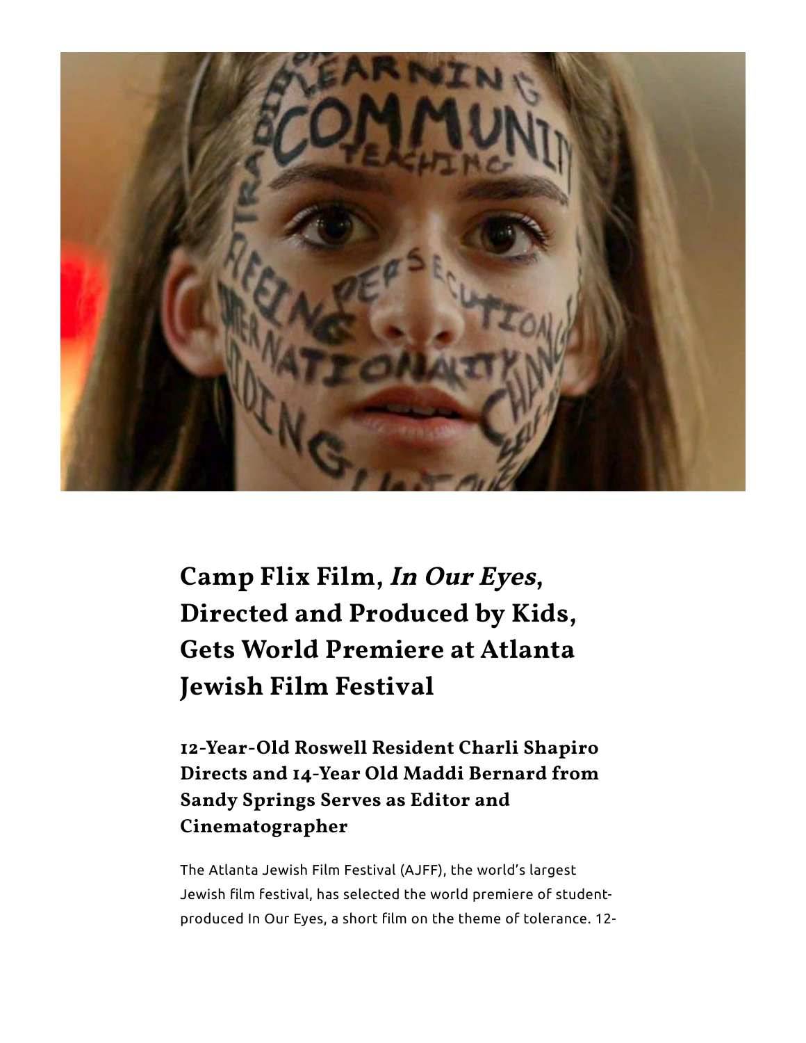# Camp Flix Film, *In Our Eyes*, Directed and Produced by Kids, Gets World Premiere at Atlanta Jewish Film Festival

## 12-Year-Old Roswell Resident Charli Shapiro Directs and 14-Year Old Maddi Bernard from Sandy Springs Serves as Editor and Cinematographer

The Atlanta Jewish Film Festival (AJFF), the world's largest Jewish film festival, has selected the world premiere of student-produced In Our Eyes, a short film on the theme of tolerance. 12-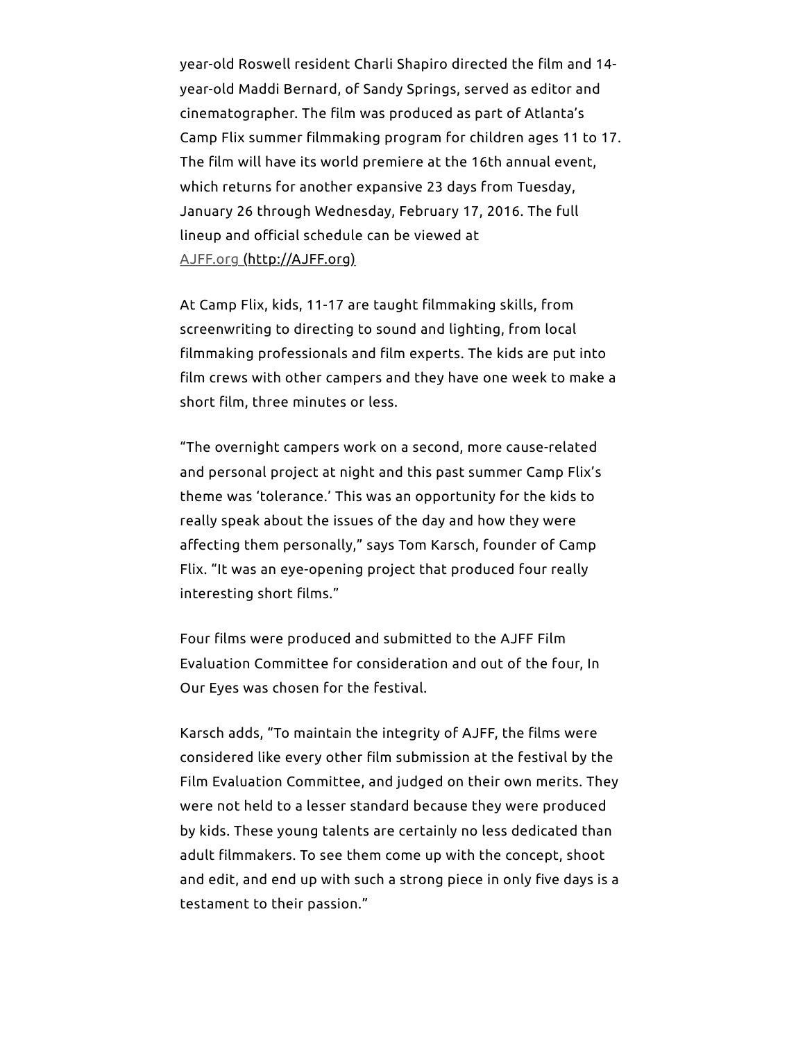year-old Roswell resident Charli Shapiro directed the film and 14-year-old Maddi Bernard, of Sandy Springs, served as editor and cinematographer. The film was produced as part of Atlanta's Camp Flix summer filmmaking program for children ages 11 to 17. The film will have its world premiere at the 16th annual event, which returns for another expansive 23 days from Tuesday, January 26 through Wednesday, February 17, 2016. The full lineup and official schedule can be viewed at [AJFF.org (http://AJFF.org)](http://AJFF.org)

At Camp Flix, kids, 11-17 are taught filmmaking skills, from screenwriting to directing to sound and lighting, from local filmmaking professionals and film experts. The kids are put into film crews with other campers and they have one week to make a short film, three minutes or less.

"The overnight campers work on a second, more cause-related and personal project at night and this past summer Camp Flix's theme was 'tolerance.' This was an opportunity for the kids to really speak about the issues of the day and how they were affecting them personally," says Tom Karsch, founder of Camp Flix. "It was an eye-opening project that produced four really interesting short films."

Four films were produced and submitted to the AJFF Film Evaluation Committee for consideration and out of the four, In Our Eyes was chosen for the festival.

Karsch adds, "To maintain the integrity of AJFF, the films were considered like every other film submission at the festival by the Film Evaluation Committee, and judged on their own merits. They were not held to a lesser standard because they were produced by kids. These young talents are certainly no less dedicated than adult filmmakers. To see them come up with the concept, shoot and edit, and end up with such a strong piece in only five days is a testament to their passion."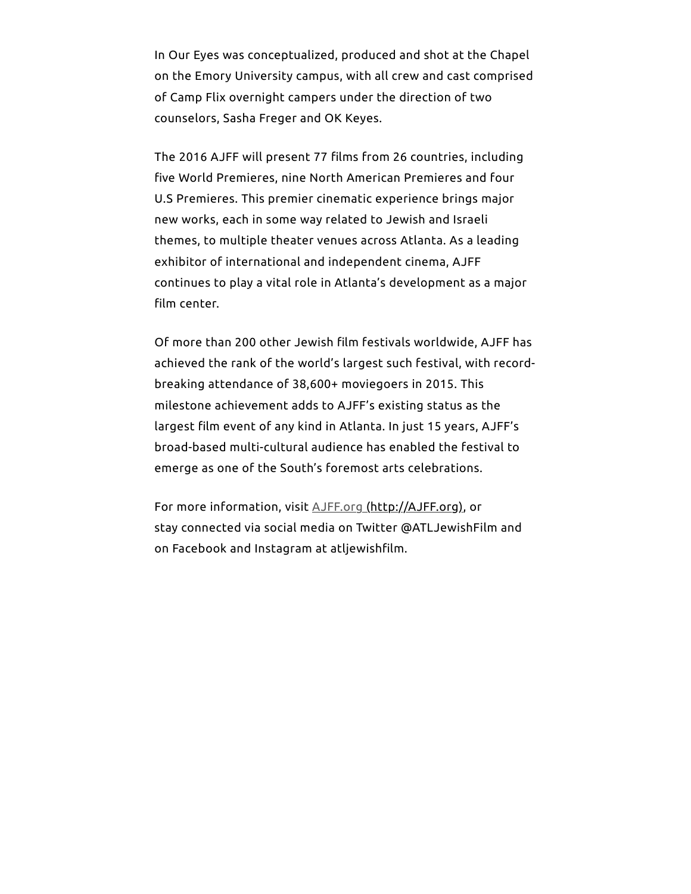In Our Eyes was conceptualized, produced and shot at the Chapel on the Emory University campus, with all crew and cast comprised of Camp Flix overnight campers under the direction of two counselors, Sasha Freger and OK Keyes.

The 2016 AJFF will present 77 films from 26 countries, including five World Premieres, nine North American Premieres and four U.S Premieres. This premier cinematic experience brings major new works, each in some way related to Jewish and Israeli themes, to multiple theater venues across Atlanta. As a leading exhibitor of international and independent cinema, AJFF continues to play a vital role in Atlanta's development as a major film center.

Of more than 200 other Jewish film festivals worldwide, AJFF has achieved the rank of the world's largest such festival, with record-breaking attendance of 38,600+ moviegoers in 2015. This milestone achievement adds to AJFF's existing status as the largest film event of any kind in Atlanta. In just 15 years, AJFF's broad-based multi-cultural audience has enabled the festival to emerge as one of the South's foremost arts celebrations.

For more information, visit [AJFF.org (http://AJFF.org)](http://AJFF.org), or stay connected via social media on Twitter @ATLJewishFilm and on Facebook and Instagram at atljewishfilm.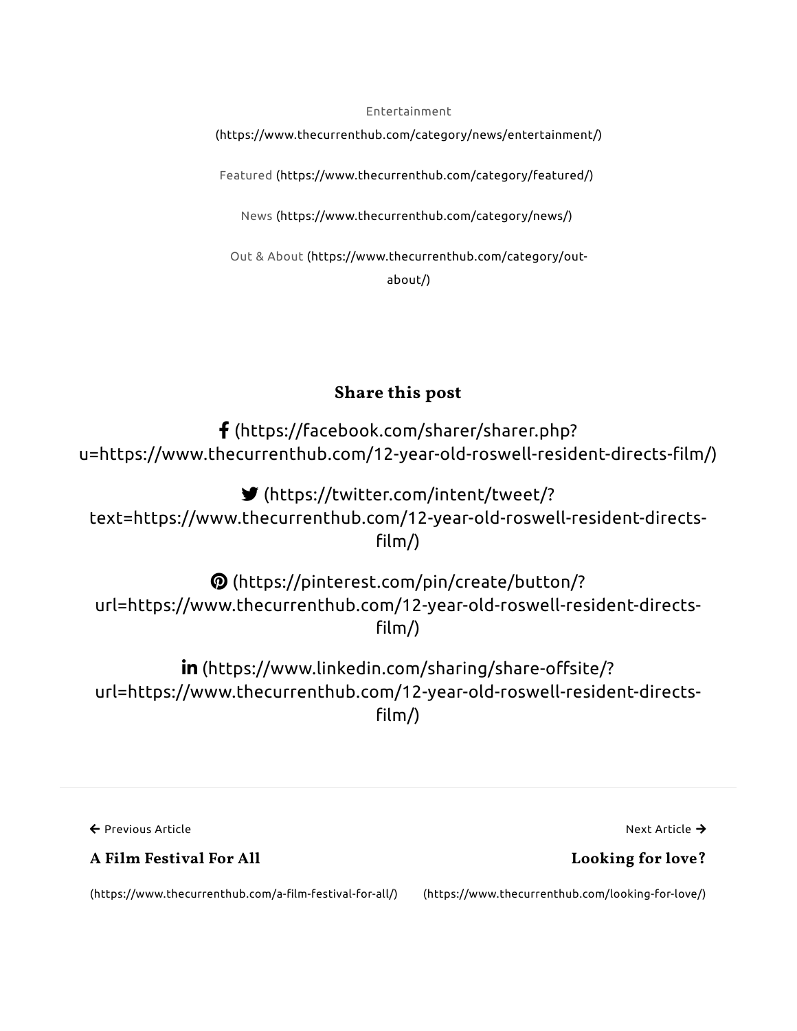Entertainment (https://www.thecurrenthub.com/category/news/entertainment/)

Featured (https://www.thecurrenthub.com/category/featured/)

News (https://www.thecurrenthub.com/category/news/)

Out & About (https://www.thecurrenthub.com/category/out-about/)

## Share this post

(https://facebook.com/sharer/sharer.php?u=https://www.thecurrenthub.com/12-year-old-roswell-resident-directs-film/)

(https://twitter.com/intent/tweet/?text=https://www.thecurrenthub.com/12-year-old-roswell-resident-directs-film/)

(https://pinterest.com/pin/create/button/?url=https://www.thecurrenthub.com/12-year-old-roswell-resident-directs-film/)

(https://www.linkedin.com/sharing/share-offsite/?url=https://www.thecurrenthub.com/12-year-old-roswell-resident-directs-film/)

---

← Previous Article

**A Film Festival For All**

(https://www.thecurrenthub.com/a-film-festival-for-all/)

Next Article →

**Looking for love?**

(https://www.thecurrenthub.com/looking-for-love/)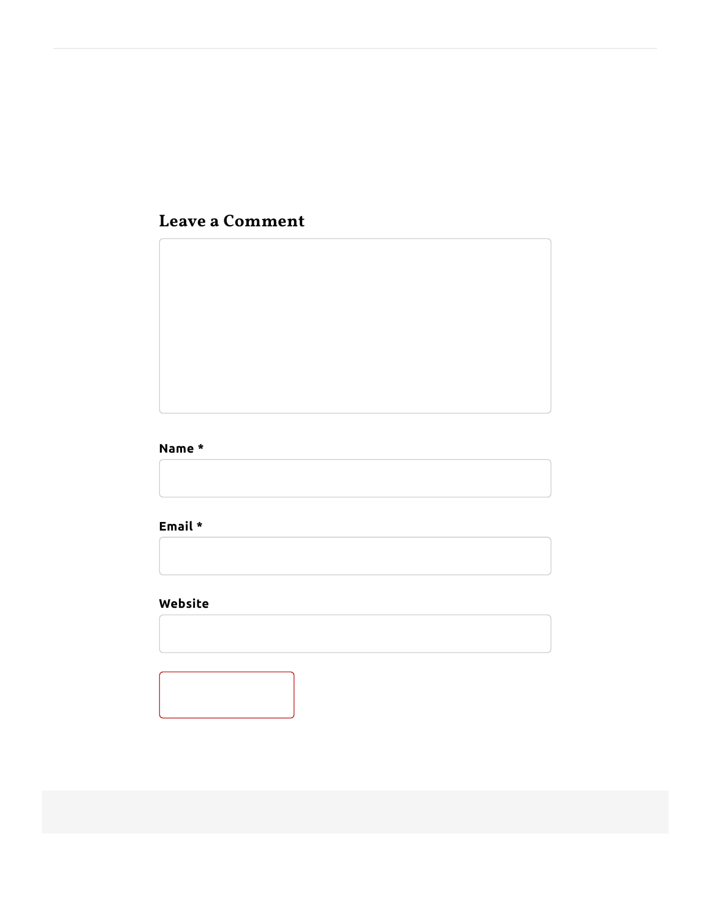## Leave a Comment

**Name ***

**Email ***

**Website**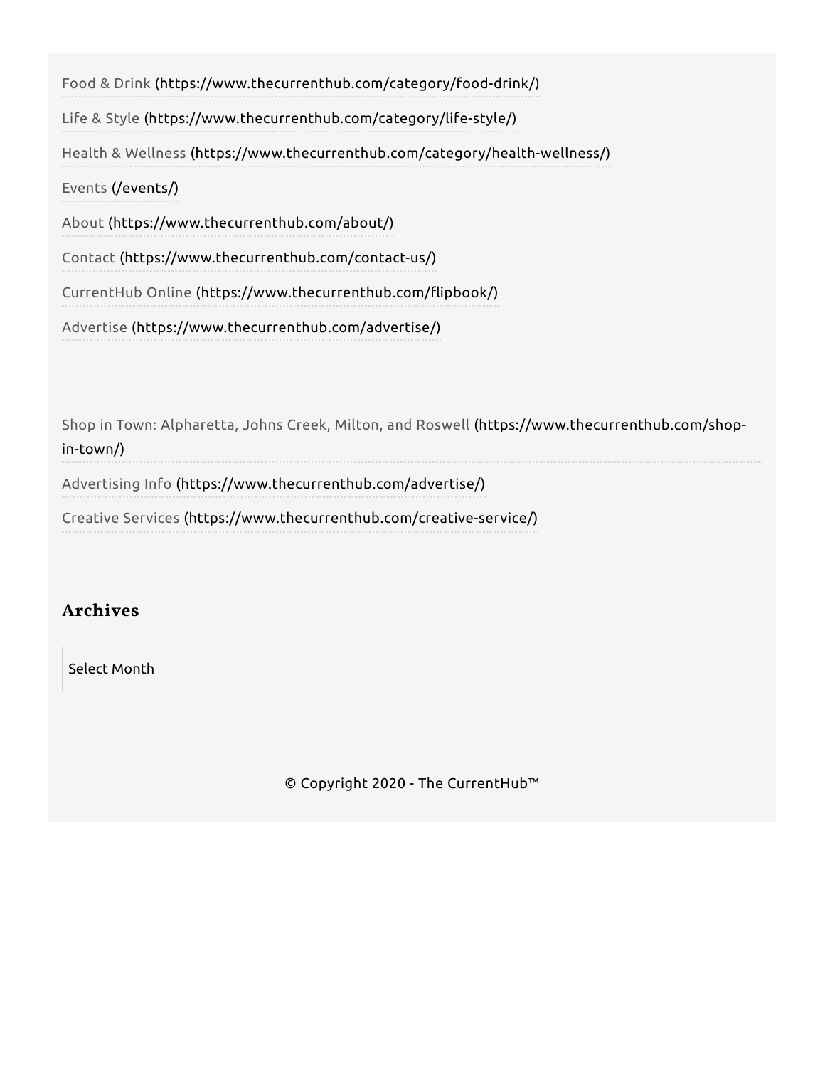Food & Drink (https://www.thecurrenthub.com/category/food-drink/)

Life & Style (https://www.thecurrenthub.com/category/life-style/)

Health & Wellness (https://www.thecurrenthub.com/category/health-wellness/)

Events (/events/)

About (https://www.thecurrenthub.com/about/)

Contact (https://www.thecurrenthub.com/contact-us/)

CurrentHub Online (https://www.thecurrenthub.com/flipbook/)

Advertise (https://www.thecurrenthub.com/advertise/)

Shop in Town: Alpharetta, Johns Creek, Milton, and Roswell (https://www.thecurrenthub.com/shop-in-town/)

Advertising Info (https://www.thecurrenthub.com/advertise/)

Creative Services (https://www.thecurrenthub.com/creative-service/)

## Archives

Select Month

© Copyright 2020 - The CurrentHub™